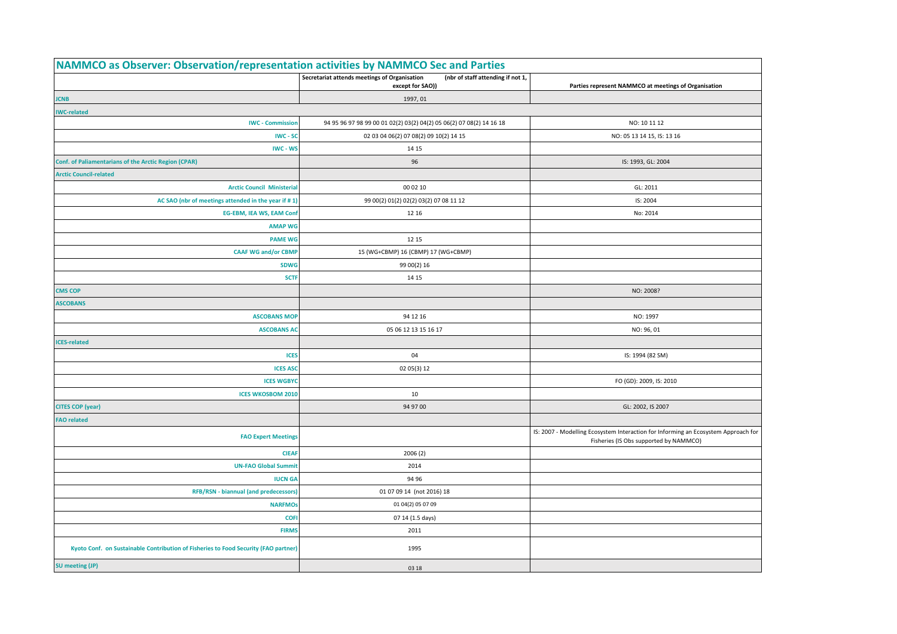# NAMMCO as Observer: Observation/representation activities by NAMMCO Sec and Parties

| | Secretariat attends meetings of Organisation (nbr of staff attending if not 1, except for SAO)) | Parties represent NAMMCO at meetings of Organisation |
|---|---|---|
| **JCNB** | 1997, 01 | |
| **IWC-related** | | |
| **IWC - Commission** | 94 95 96 97 98 99 00 01 02(2) 03(2) 04(2) 05 06(2) 07 08(2) 14 16 18 | NO: 10 11 12 |
| **IWC - SC** | 02 03 04 06(2) 07 08(2) 09 10(2) 14 15 | NO: 05 13 14 15, IS: 13 16 |
| **IWC - WS** | 14 15 | |
| **Conf. of Paliamentarians of the Arctic Region (CPAR)** | 96 | IS: 1993, GL: 2004 |
| **Arctic Council-related** | | |
| **Arctic Council Ministerial** | 00 02 10 | GL: 2011 |
| **AC SAO (nbr of meetings attended in the year if # 1)** | 99 00(2) 01(2) 02(2) 03(2) 07 08 11 12 | IS: 2004 |
| **EG-EBM, IEA WS, EAM Conf** | 12 16 | No: 2014 |
| **AMAP WG** | | |
| **PAME WG** | 12 15 | |
| **CAAF WG and/or CBMP** | 15 (WG+CBMP) 16 (CBMP) 17 (WG+CBMP) | |
| **SDWG** | 99 00(2) 16 | |
| **SCTF** | 14 15 | |
| **CMS COP** | | NO: 2008? |
| **ASCOBANS** | | |
| **ASCOBANS MOP** | 94 12 16 | NO: 1997 |
| **ASCOBANS AC** | 05 06 12 13 15 16 17 | NO: 96, 01 |
| **ICES-related** | | |
| **ICES** | 04 | IS: 1994 (82 SM) |
| **ICES ASC** | 02 05(3) 12 | |
| **ICES WGBYC** | | FO (GD): 2009, IS: 2010 |
| **ICES WKOSBOM 2010** | 10 | |
| **CITES COP (year)** | 94 97 00 | GL: 2002, IS 2007 |
| **FAO related** | | |
| **FAO Expert Meetings** | | IS: 2007 - Modelling Ecosystem Interaction for Informing an Ecosystem Approach for Fisheries (IS Obs supported by NAMMCO) |
| **CIEAF** | 2006 (2) | |
| **UN-FAO Global Summit** | 2014 | |
| **IUCN GA** | 94 96 | |
| **RFB/RSN - biannual (and predecessors)** | 01 07 09 14 (not 2016) 18 | |
| **NARFMOs** | 01 04(2) 05 07 09 | |
| **COFI** | 07 14 (1.5 days) | |
| **FIRMS** | 2011 | |
| **Kyoto Conf. on Sustainable Contribution of Fisheries to Food Security (FAO partner)** | 1995 | |
| **SU meeting (JP)** | 03 18 | |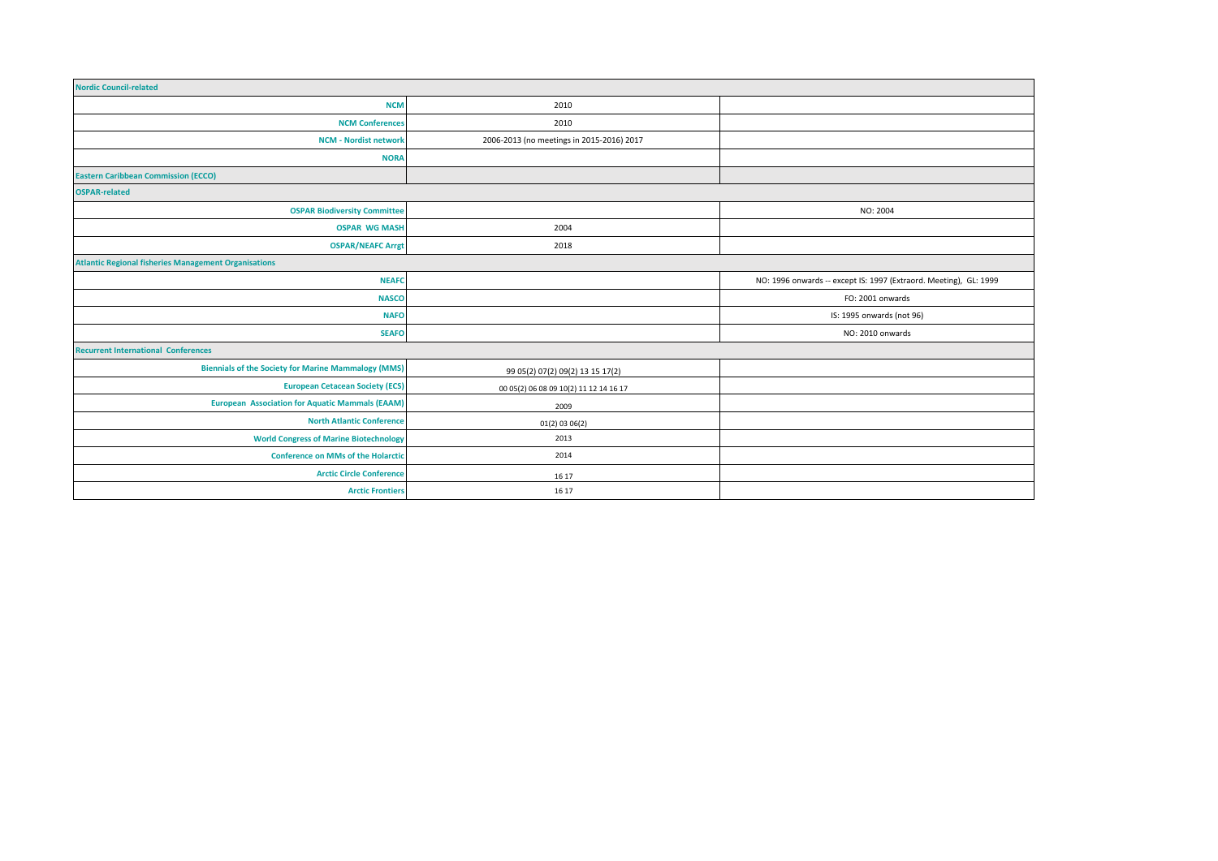| | | |
|---|---|---|
| **Nordic Council-related** | | |
| **NCM** | 2010 | |
| **NCM Conferences** | 2010 | |
| **NCM - Nordist network** | 2006-2013 (no meetings in 2015-2016) 2017 | |
| **NORA** | | |
| **Eastern Caribbean Commission (ECCO)** | | |
| **OSPAR-related** | | |
| **OSPAR Biodiversity Committee** | | NO: 2004 |
| **OSPAR WG MASH** | 2004 | |
| **OSPAR/NEAFC Arrgt** | 2018 | |
| **Atlantic Regional fisheries Management Organisations** | | |
| **NEAFC** | | NO: 1996 onwards -- except IS: 1997 (Extraord. Meeting), GL: 1999 |
| **NASCO** | | FO: 2001 onwards |
| **NAFO** | | IS: 1995 onwards (not 96) |
| **SEAFO** | | NO: 2010 onwards |
| **Recurrent International Conferences** | | |
| **Biennials of the Society for Marine Mammalogy (MMS)** | 99 05(2) 07(2) 09(2) 13 15 17(2) | |
| **European Cetacean Society (ECS)** | 00 05(2) 06 08 09 10(2) 11 12 14 16 17 | |
| **European Association for Aquatic Mammals (EAAM)** | 2009 | |
| **North Atlantic Conference** | 01(2) 03 06(2) | |
| **World Congress of Marine Biotechnology** | 2013 | |
| **Conference on MMs of the Holarctic** | 2014 | |
| **Arctic Circle Conference** | 16 17 | |
| **Arctic Frontiers** | 16 17 | |